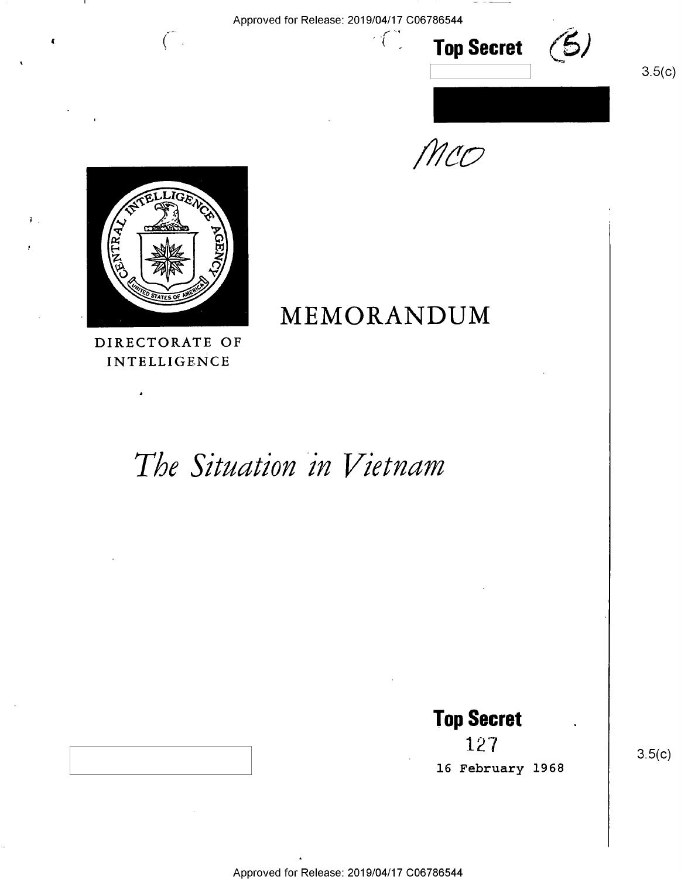Approved for Release: 2019/04/17 C06786544

**Top Secret** (5)

3.5(c)

MCO

MEMORANDUM

DIRECTORATE OF INTELLIGENCE

# *The Situation in Vietnam*

**Top Secret**

127

16 February 1968

3.5(c)

Approved for Release: 2019/04/17 C06786544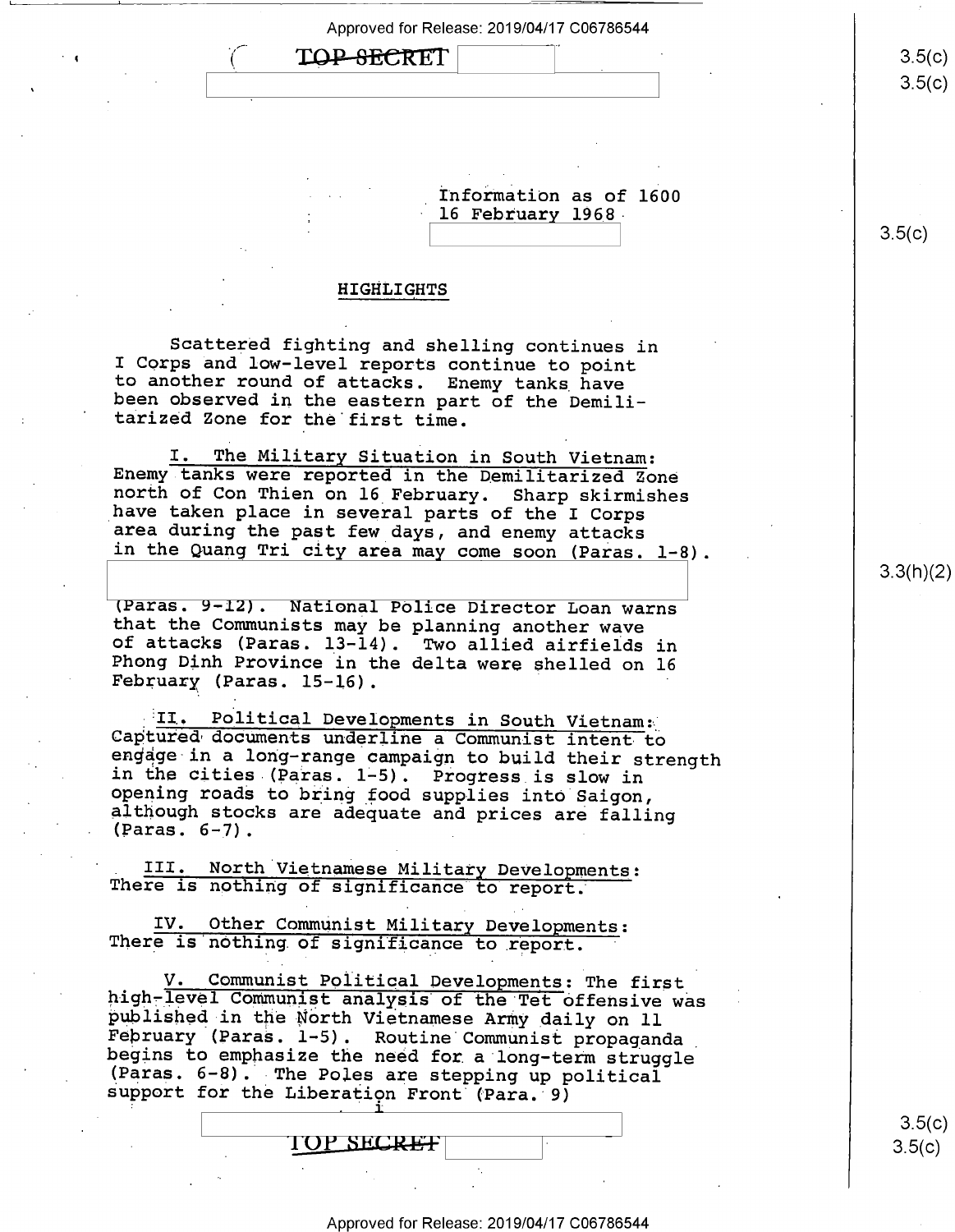Information as of 1600
16 February 1968

## HIGHLIGHTS

Scattered fighting and shelling continues in I Corps and low-level reports continue to point to another round of attacks. Enemy tanks have been observed in the eastern part of the Demilitarized Zone for the first time.

I. The Military Situation in South Vietnam: Enemy tanks were reported in the Demilitarized Zone north of Con Thien on 16 February. Sharp skirmishes have taken place in several parts of the I Corps area during the past few days, and enemy attacks in the Quang Tri city area may come soon (Paras. 1-8). (Paras. 9-12). National Police Director Loan warns that the Communists may be planning another wave of attacks (Paras. 13-14). Two allied airfields in Phong Dinh Province in the delta were shelled on 16 February (Paras. 15-16).

II. Political Developments in South Vietnam: Captured documents underline a Communist intent to engage in a long-range campaign to build their strength in the cities (Paras. 1-5). Progress is slow in opening roads to bring food supplies into Saigon, although stocks are adequate and prices are falling (Paras. 6-7).

III. North Vietnamese Military Developments: There is nothing of significance to report.

IV. Other Communist Military Developments: There is nothing of significance to report.

V. Communist Political Developments: The first high-level Communist analysis of the Tet offensive was published in the North Vietnamese Army daily on 11 February (Paras. 1-5). Routine Communist propaganda begins to emphasize the need for a long-term struggle (Paras. 6-8). The Poles are stepping up political support for the Liberation Front (Para. 9)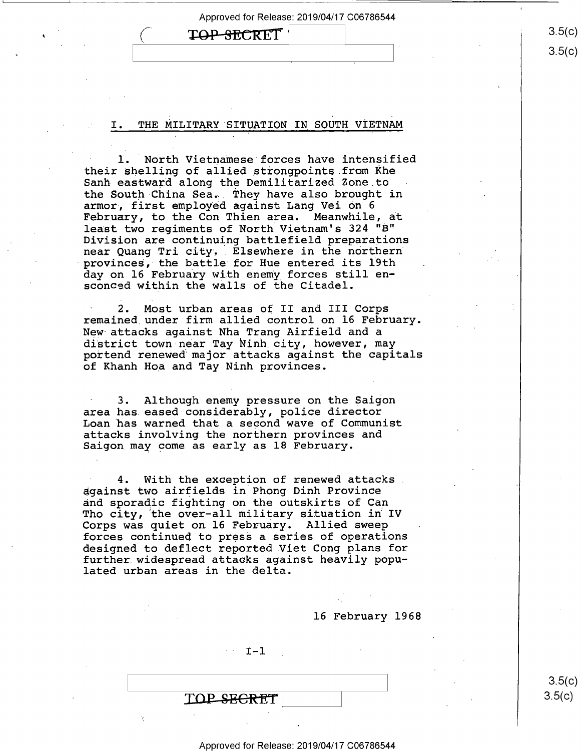## I. THE MILITARY SITUATION IN SOUTH VIETNAM

1. North Vietnamese forces have intensified their shelling of allied strongpoints from Khe Sanh eastward along the Demilitarized Zone to the South China Sea. They have also brought in armor, first employed against Lang Vei on 6 February, to the Con Thien area. Meanwhile, at least two regiments of North Vietnam's 324 "B" Division are continuing battlefield preparations near Quang Tri city. Elsewhere in the northern provinces, the battle for Hue entered its 19th day on 16 February with enemy forces still ensconced within the walls of the Citadel.

2. Most urban areas of II and III Corps remained under firm allied control on 16 February. New attacks against Nha Trang Airfield and a district town near Tay Ninh city, however, may portend renewed major attacks against the capitals of Khanh Hoa and Tay Ninh provinces.

3. Although enemy pressure on the Saigon area has eased considerably, police director Loan has warned that a second wave of Communist attacks involving the northern provinces and Saigon may come as early as 18 February.

4. With the exception of renewed attacks against two airfields in Phong Dinh Province and sporadic fighting on the outskirts of Can Tho city, the over-all military situation in IV Corps was quiet on 16 February. Allied sweep forces continued to press a series of operations designed to deflect reported Viet Cong plans for further widespread attacks against heavily populated urban areas in the delta.

16 February 1968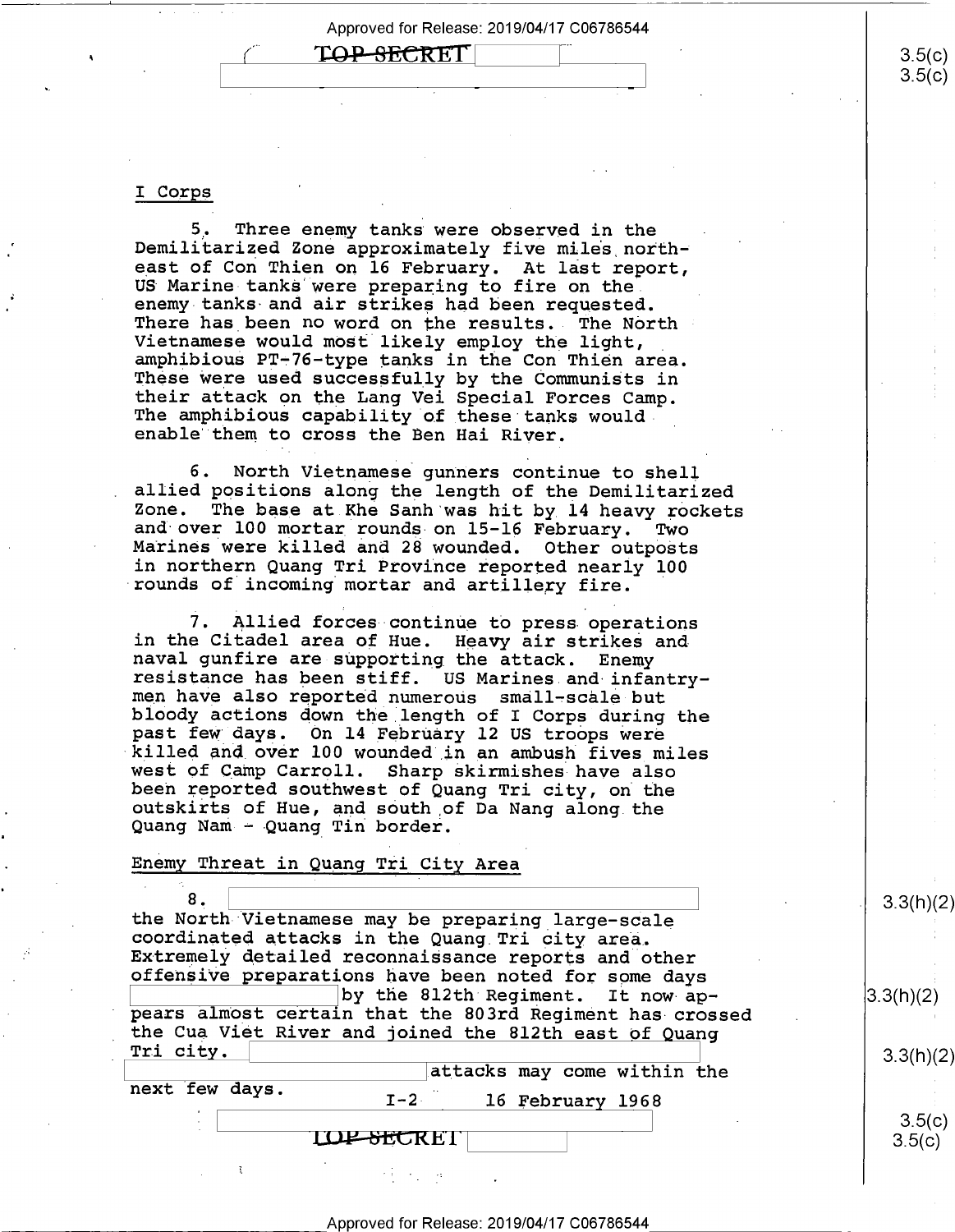## I Corps

5. Three enemy tanks were observed in the Demilitarized Zone approximately five miles northeast of Con Thien on 16 February. At last report, US Marine tanks were preparing to fire on the enemy tanks and air strikes had been requested. There has been no word on the results. The North Vietnamese would most likely employ the light, amphibious PT-76-type tanks in the Con Thien area. These were used successfully by the Communists in their attack on the Lang Vei Special Forces Camp. The amphibious capability of these tanks would enable them to cross the Ben Hai River.

6. North Vietnamese gunners continue to shell allied positions along the length of the Demilitarized Zone. The base at Khe Sanh was hit by 14 heavy rockets and over 100 mortar rounds on 15-16 February. Two Marines were killed and 28 wounded. Other outposts in northern Quang Tri Province reported nearly 100 rounds of incoming mortar and artillery fire.

7. Allied forces continue to press operations in the Citadel area of Hue. Heavy air strikes and naval gunfire are supporting the attack. Enemy resistance has been stiff. US Marines and infantrymen have also reported numerous small-scale but bloody actions down the length of I Corps during the past few days. On 14 February 12 US troops were killed and over 100 wounded in an ambush fives miles west of Camp Carroll. Sharp skirmishes have also been reported southwest of Quang Tri city, on the outskirts of Hue, and south of Da Nang along the Quang Nam - Quang Tin border.

## Enemy Threat in Quang Tri City Area

8. [REDACTED 3.3(h)(2)] the North Vietnamese may be preparing large-scale coordinated attacks in the Quang Tri city area. Extremely detailed reconnaissance reports and other offensive preparations have been noted for some days [REDACTED 3.3(h)(2)] by the 812th Regiment. It now appears almost certain that the 803rd Regiment has crossed the Cua Viet River and joined the 812th east of Quang Tri city. [REDACTED 3.3(h)(2)] attacks may come within the next few days.

16 February 1968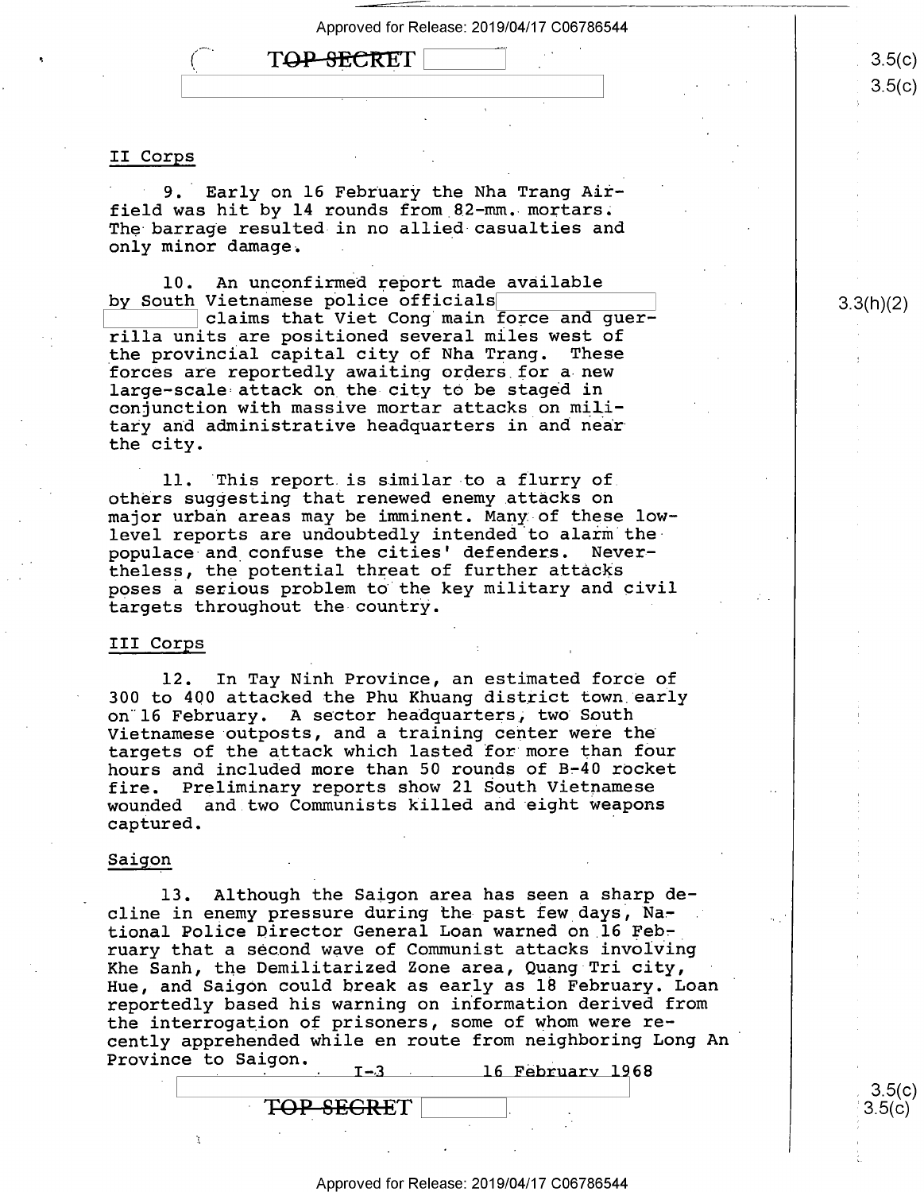## II Corps

9. Early on 16 February the Nha Trang Airfield was hit by 14 rounds from 82-mm. mortars. The barrage resulted in no allied casualties and only minor damage.

10. An unconfirmed report made available by South Vietnamese police officials claims that Viet Cong main force and guerrilla units are positioned several miles west of the provincial capital city of Nha Trang. These forces are reportedly awaiting orders for a new large-scale attack on the city to be staged in conjunction with massive mortar attacks on military and administrative headquarters in and near the city.

11. This report is similar to a flurry of others suggesting that renewed enemy attacks on major urban areas may be imminent. Many of these low-level reports are undoubtedly intended to alarm the populace and confuse the cities' defenders. Nevertheless, the potential threat of further attacks poses a serious problem to the key military and civil targets throughout the country.

## III Corps

12. In Tay Ninh Province, an estimated force of 300 to 400 attacked the Phu Khuang district town early on 16 February. A sector headquarters, two South Vietnamese outposts, and a training center were the targets of the attack which lasted for more than four hours and included more than 50 rounds of B-40 rocket fire. Preliminary reports show 21 South Vietnamese wounded and two Communists killed and eight weapons captured.

## Saigon

13. Although the Saigon area has seen a sharp decline in enemy pressure during the past few days, National Police Director General Loan warned on 16 February that a second wave of Communist attacks involving Khe Sanh, the Demilitarized Zone area, Quang Tri city, Hue, and Saigon could break as early as 18 February. Loan reportedly based his warning on information derived from the interrogation of prisoners, some of whom were recently apprehended while en route from neighboring Long An Province to Saigon.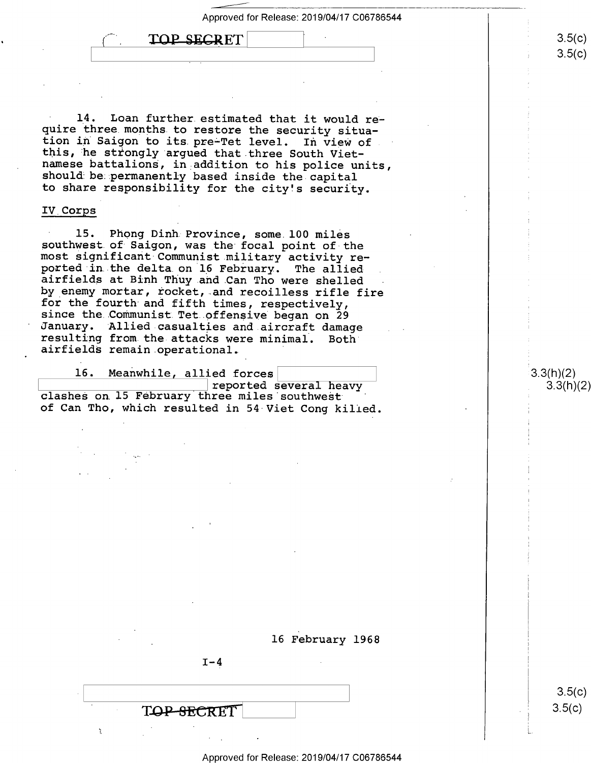14. Loan further estimated that it would require three months to restore the security situation in Saigon to its pre-Tet level. In view of this, he strongly argued that three South Vietnamese battalions, in addition to his police units, should be permanently based inside the capital to share responsibility for the city's security.

## IV Corps

15. Phong Dinh Province, some 100 miles southwest of Saigon, was the focal point of the most significant Communist military activity reported in the delta on 16 February. The allied airfields at Binh Thuy and Can Tho were shelled by enemy mortar, rocket, and recoilless rifle fire for the fourth and fifth times, respectively, since the Communist Tet offensive began on 29 January. Allied casualties and aircraft damage resulting from the attacks were minimal. Both airfields remain operational.

16. Meanwhile, allied forces [redacted] reported several heavy clashes on 15 February three miles southwest of Can Tho, which resulted in 54 Viet Cong killed.

16 February 1968

I-4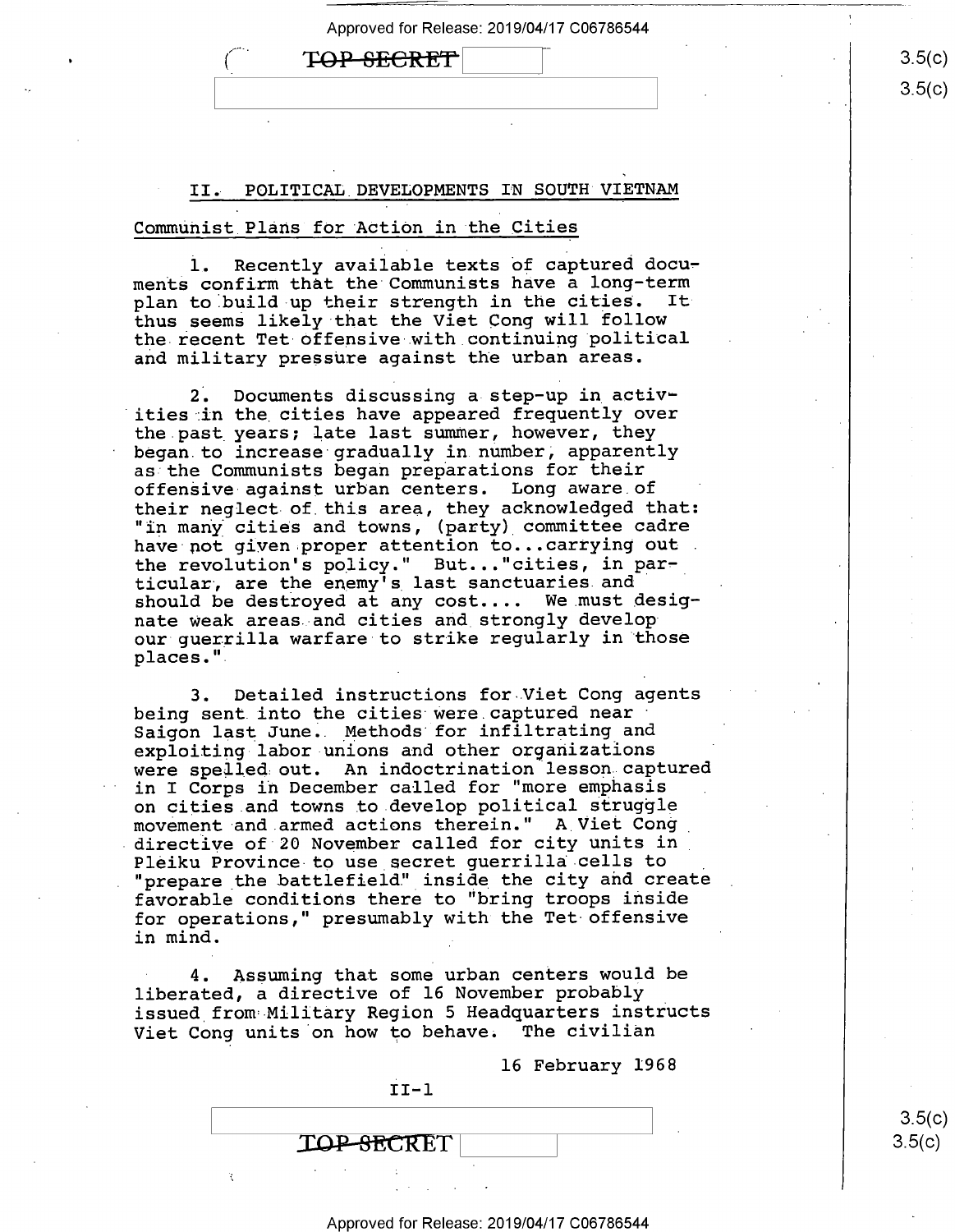## II. POLITICAL DEVELOPMENTS IN SOUTH VIETNAM

### Communist Plans for Action in the Cities

1. Recently available texts of captured documents confirm that the Communists have a long-term plan to build up their strength in the cities. It thus seems likely that the Viet Cong will follow the recent Tet offensive with continuing political and military pressure against the urban areas.

2. Documents discussing a step-up in activities in the cities have appeared frequently over the past years; late last summer, however, they began to increase gradually in number, apparently as the Communists began preparations for their offensive against urban centers. Long aware of their neglect of this area, they acknowledged that: "in many cities and towns, (party) committee cadre have not given proper attention to...carrying out the revolution's policy." But..."cities, in particular, are the enemy's last sanctuaries and should be destroyed at any cost.... We must designate weak areas and cities and strongly develop our guerrilla warfare to strike regularly in those places."

3. Detailed instructions for Viet Cong agents being sent into the cities were captured near Saigon last June. Methods for infiltrating and exploiting labor unions and other organizations were spelled out. An indoctrination lesson captured in I Corps in December called for "more emphasis on cities and towns to develop political struggle movement and armed actions therein." A Viet Cong directive of 20 November called for city units in Pleiku Province to use secret guerrilla cells to "prepare the battlefield" inside the city and create favorable conditions there to "bring troops inside for operations," presumably with the Tet offensive in mind.

4. Assuming that some urban centers would be liberated, a directive of 16 November probably issued from Military Region 5 Headquarters instructs Viet Cong units on how to behave. The civilian

16 February 1968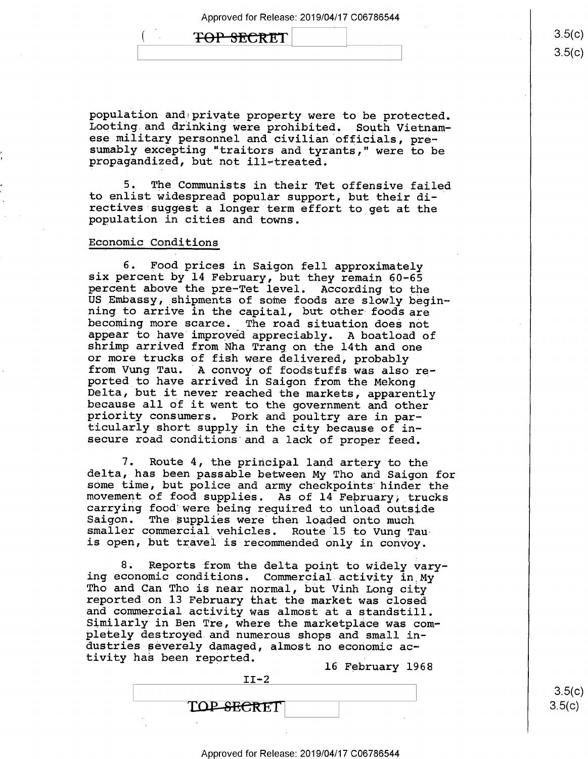population and private property were to be protected. Looting and drinking were prohibited. South Vietnamese military personnel and civilian officials, presumably excepting "traitors and tyrants," were to be propagandized, but not ill-treated.

5. The Communists in their Tet offensive failed to enlist widespread popular support, but their directives suggest a longer term effort to get at the population in cities and towns.

Economic Conditions

6. Food prices in Saigon fell approximately six percent by 14 February, but they remain 60-65 percent above the pre-Tet level. According to the US Embassy, shipments of some foods are slowly beginning to arrive in the capital, but other foods are becoming more scarce. The road situation does not appear to have improved appreciably. A boatload of shrimp arrived from Nha Trang on the 14th and one or more trucks of fish were delivered, probably from Vung Tau. A convoy of foodstuffs was also reported to have arrived in Saigon from the Mekong Delta, but it never reached the markets, apparently because all of it went to the government and other priority consumers. Pork and poultry are in particularly short supply in the city because of insecure road conditions and a lack of proper feed.

7. Route 4, the principal land artery to the delta, has been passable between My Tho and Saigon for some time, but police and army checkpoints hinder the movement of food supplies. As of 14 February, trucks carrying food were being required to unload outside Saigon. The supplies were then loaded onto much smaller commercial vehicles. Route 15 to Vung Tau is open, but travel is recommended only in convoy.

8. Reports from the delta point to widely varying economic conditions. Commercial activity in My Tho and Can Tho is near normal, but Vinh Long city reported on 13 February that the market was closed and commercial activity was almost at a standstill. Similarly in Ben Tre, where the marketplace was completely destroyed and numerous shops and small industries severely damaged, almost no economic activity has been reported.

16 February 1968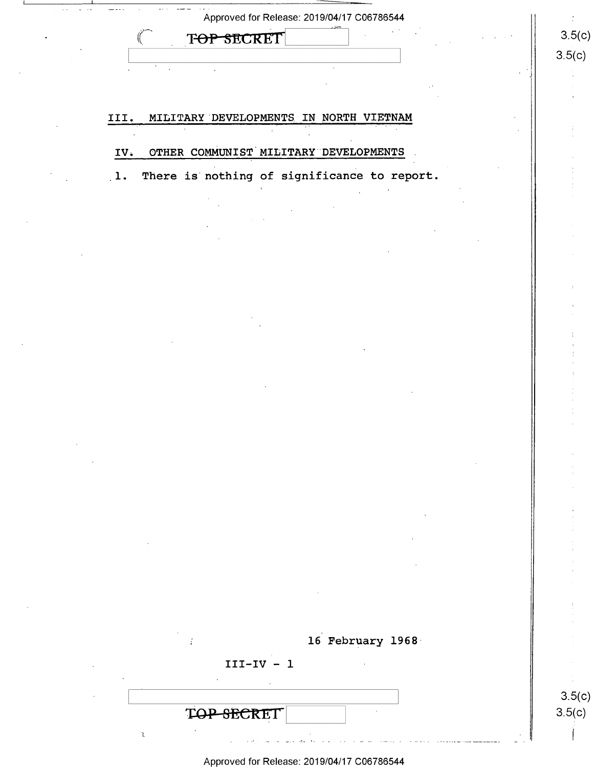## III. MILITARY DEVELOPMENTS IN NORTH VIETNAM

## IV. OTHER COMMUNIST MILITARY DEVELOPMENTS

1. There is nothing of significance to report.

16 February 1968

III-IV - 1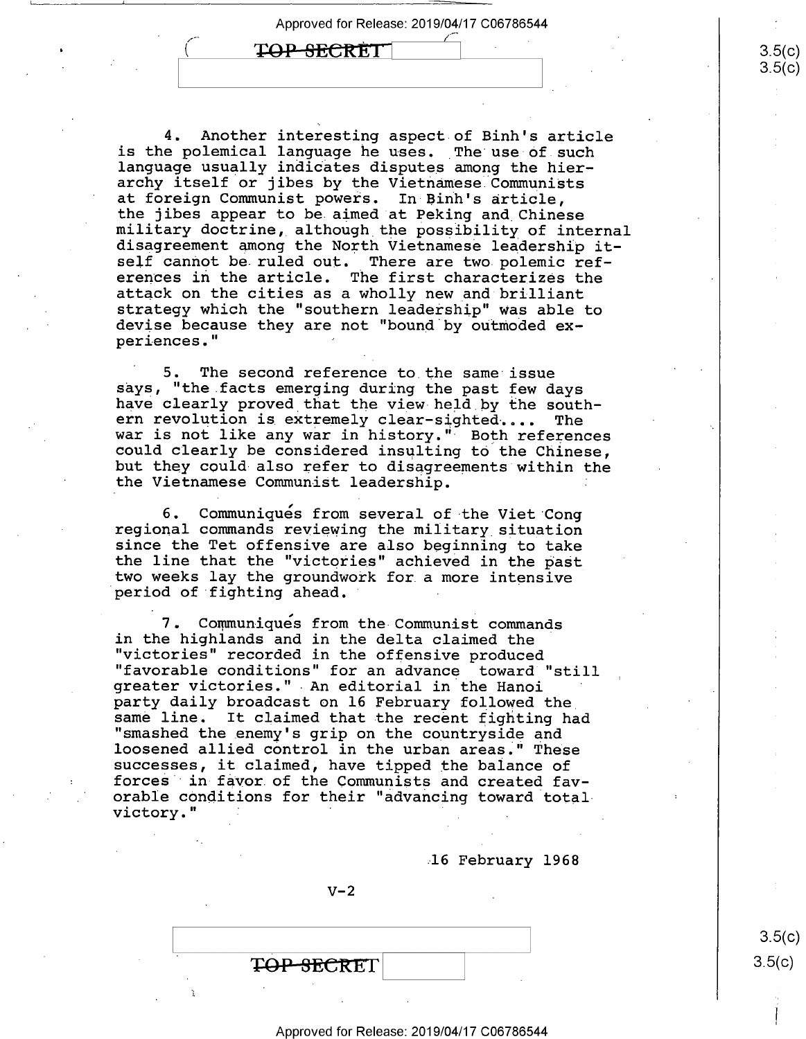4. Another interesting aspect of Binh's article is the polemical language he uses. The use of such language usually indicates disputes among the hierarchy itself or jibes by the Vietnamese Communists at foreign Communist powers. In Binh's article, the jibes appear to be aimed at Peking and Chinese military doctrine, although the possibility of internal disagreement among the North Vietnamese leadership itself cannot be ruled out. There are two polemic references in the article. The first characterizes the attack on the cities as a wholly new and brilliant strategy which the "southern leadership" was able to devise because they are not "bound by outmoded experiences."

5. The second reference to the same issue says, "the facts emerging during the past few days have clearly proved that the view held by the southern revolution is extremely clear-sighted.... The war is not like any war in history." Both references could clearly be considered insulting to the Chinese, but they could also refer to disagreements within the the Vietnamese Communist leadership.

6. Communiqués from several of the Viet Cong regional commands reviewing the military situation since the Tet offensive are also beginning to take the line that the "victories" achieved in the past two weeks lay the groundwork for a more intensive period of fighting ahead.

7. Communiqués from the Communist commands in the highlands and in the delta claimed the "victories" recorded in the offensive produced "favorable conditions" for an advance toward "still greater victories." An editorial in the Hanoi party daily broadcast on 16 February followed the same line. It claimed that the recent fighting had "smashed the enemy's grip on the countryside and loosened allied control in the urban areas." These successes, it claimed, have tipped the balance of forces in favor of the Communists and created favorable conditions for their "advancing toward total victory."

16 February 1968

V-2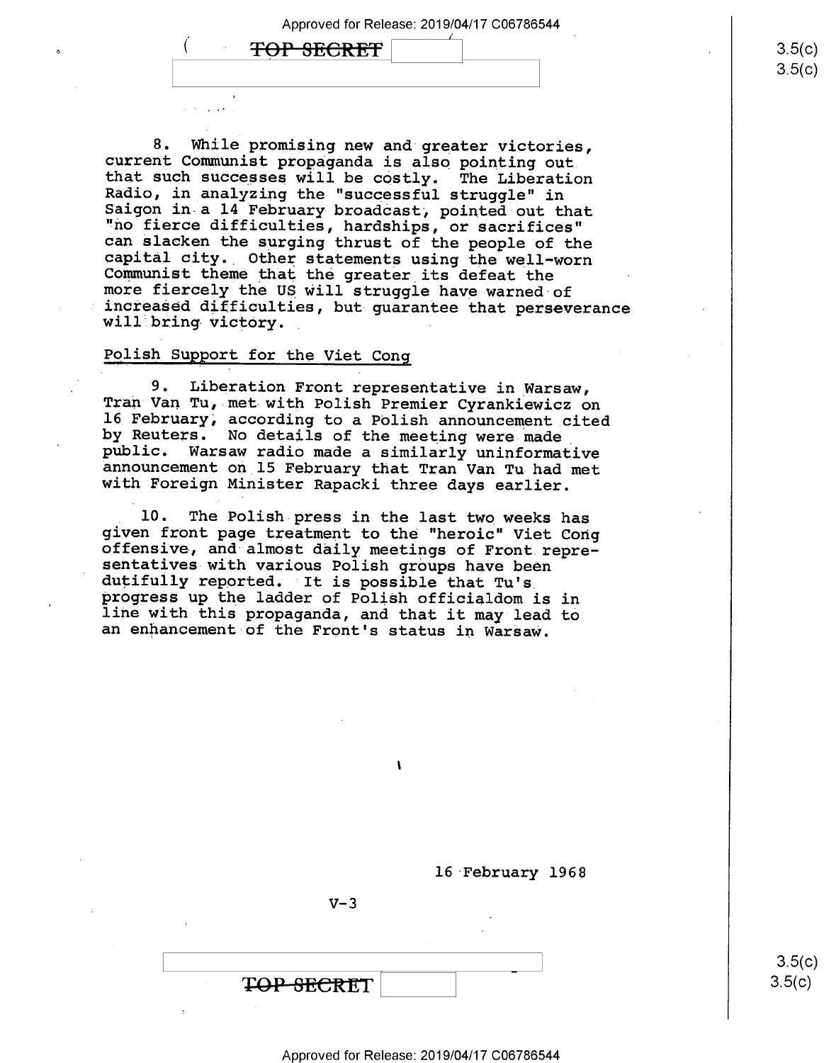8. While promising new and greater victories, current Communist propaganda is also pointing out that such successes will be costly. The Liberation Radio, in analyzing the "successful struggle" in Saigon in a 14 February broadcast, pointed out that "no fierce difficulties, hardships, or sacrifices" can slacken the surging thrust of the people of the capital city. Other statements using the well-worn Communist theme that the greater its defeat the more fiercely the US will struggle have warned of increased difficulties, but guarantee that perseverance will bring victory.

## Polish Support for the Viet Cong

9. Liberation Front representative in Warsaw, Tran Van Tu, met with Polish Premier Cyrankiewicz on 16 February, according to a Polish announcement cited by Reuters. No details of the meeting were made public. Warsaw radio made a similarly uninformative announcement on 15 February that Tran Van Tu had met with Foreign Minister Rapacki three days earlier.

10. The Polish press in the last two weeks has given front page treatment to the "heroic" Viet Cong offensive, and almost daily meetings of Front representatives with various Polish groups have been dutifully reported. It is possible that Tu's progress up the ladder of Polish officialdom is in line with this propaganda, and that it may lead to an enhancement of the Front's status in Warsaw.

16 February 1968

V-3